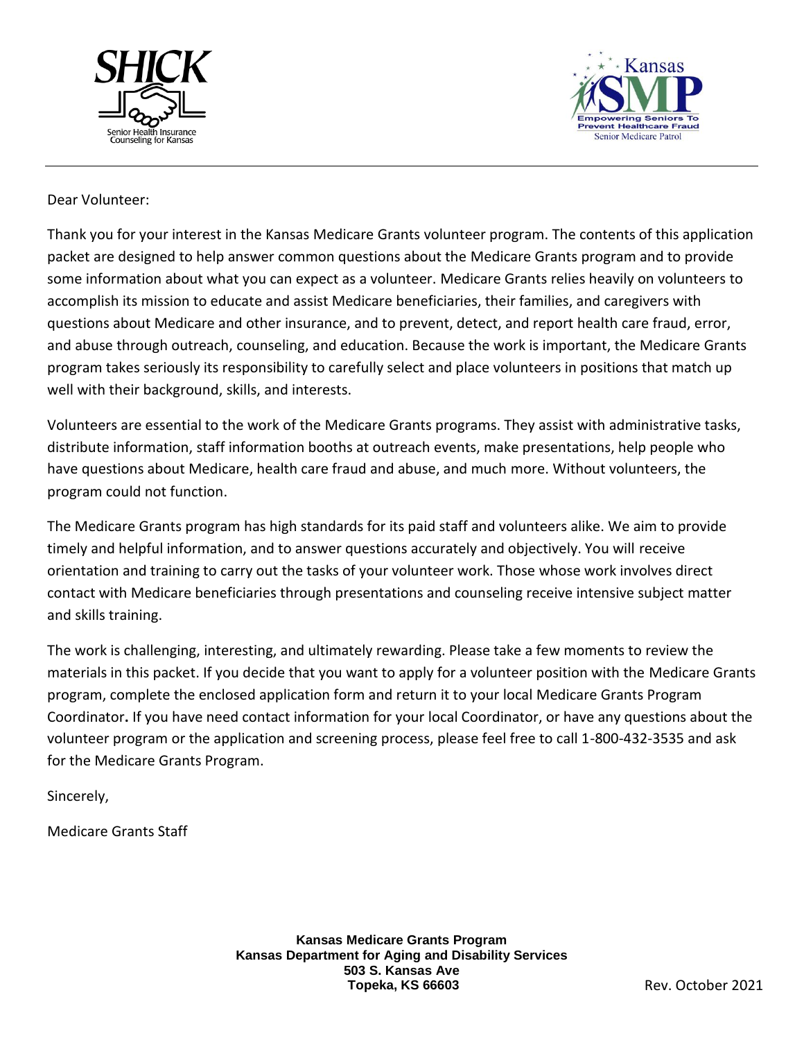SHICK
Senior Health Insurance Counseling for Kansas

Kansas SMP
Empowering Seniors To Prevent Healthcare Fraud
Senior Medicare Patrol

---

Dear Volunteer:

Thank you for your interest in the Kansas Medicare Grants volunteer program. The contents of this application packet are designed to help answer common questions about the Medicare Grants program and to provide some information about what you can expect as a volunteer. Medicare Grants relies heavily on volunteers to accomplish its mission to educate and assist Medicare beneficiaries, their families, and caregivers with questions about Medicare and other insurance, and to prevent, detect, and report health care fraud, error, and abuse through outreach, counseling, and education. Because the work is important, the Medicare Grants program takes seriously its responsibility to carefully select and place volunteers in positions that match up well with their background, skills, and interests.

Volunteers are essential to the work of the Medicare Grants programs. They assist with administrative tasks, distribute information, staff information booths at outreach events, make presentations, help people who have questions about Medicare, health care fraud and abuse, and much more. Without volunteers, the program could not function.

The Medicare Grants program has high standards for its paid staff and volunteers alike. We aim to provide timely and helpful information, and to answer questions accurately and objectively. You will receive orientation and training to carry out the tasks of your volunteer work. Those whose work involves direct contact with Medicare beneficiaries through presentations and counseling receive intensive subject matter and skills training.

The work is challenging, interesting, and ultimately rewarding. Please take a few moments to review the materials in this packet. If you decide that you want to apply for a volunteer position with the Medicare Grants program, complete the enclosed application form and return it to your local Medicare Grants Program Coordinator**.** If you have need contact information for your local Coordinator, or have any questions about the volunteer program or the application and screening process, please feel free to call 1-800-432-3535 and ask for the Medicare Grants Program.

Sincerely,

Medicare Grants Staff

**Kansas Medicare Grants Program**
**Kansas Department for Aging and Disability Services**
**503 S. Kansas Ave**
**Topeka, KS 66603**

Rev. October 2021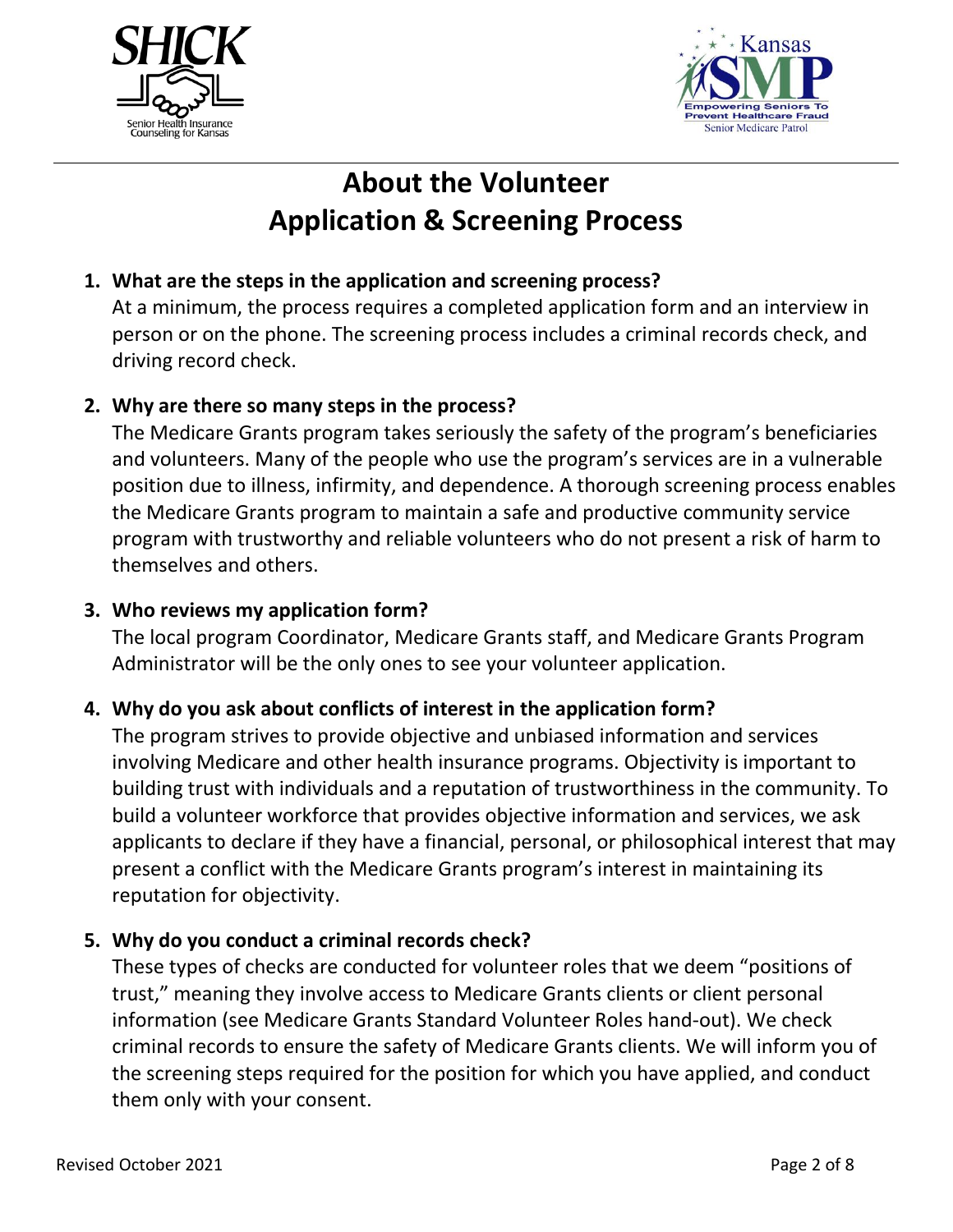# About the Volunteer Application & Screening Process

1. **What are the steps in the application and screening process?**
   At a minimum, the process requires a completed application form and an interview in person or on the phone. The screening process includes a criminal records check, and driving record check.

2. **Why are there so many steps in the process?**
   The Medicare Grants program takes seriously the safety of the program's beneficiaries and volunteers. Many of the people who use the program's services are in a vulnerable position due to illness, infirmity, and dependence. A thorough screening process enables the Medicare Grants program to maintain a safe and productive community service program with trustworthy and reliable volunteers who do not present a risk of harm to themselves and others.

3. **Who reviews my application form?**
   The local program Coordinator, Medicare Grants staff, and Medicare Grants Program Administrator will be the only ones to see your volunteer application.

4. **Why do you ask about conflicts of interest in the application form?**
   The program strives to provide objective and unbiased information and services involving Medicare and other health insurance programs. Objectivity is important to building trust with individuals and a reputation of trustworthiness in the community. To build a volunteer workforce that provides objective information and services, we ask applicants to declare if they have a financial, personal, or philosophical interest that may present a conflict with the Medicare Grants program's interest in maintaining its reputation for objectivity.

5. **Why do you conduct a criminal records check?**
   These types of checks are conducted for volunteer roles that we deem "positions of trust," meaning they involve access to Medicare Grants clients or client personal information (see Medicare Grants Standard Volunteer Roles hand-out). We check criminal records to ensure the safety of Medicare Grants clients. We will inform you of the screening steps required for the position for which you have applied, and conduct them only with your consent.

Revised October 2021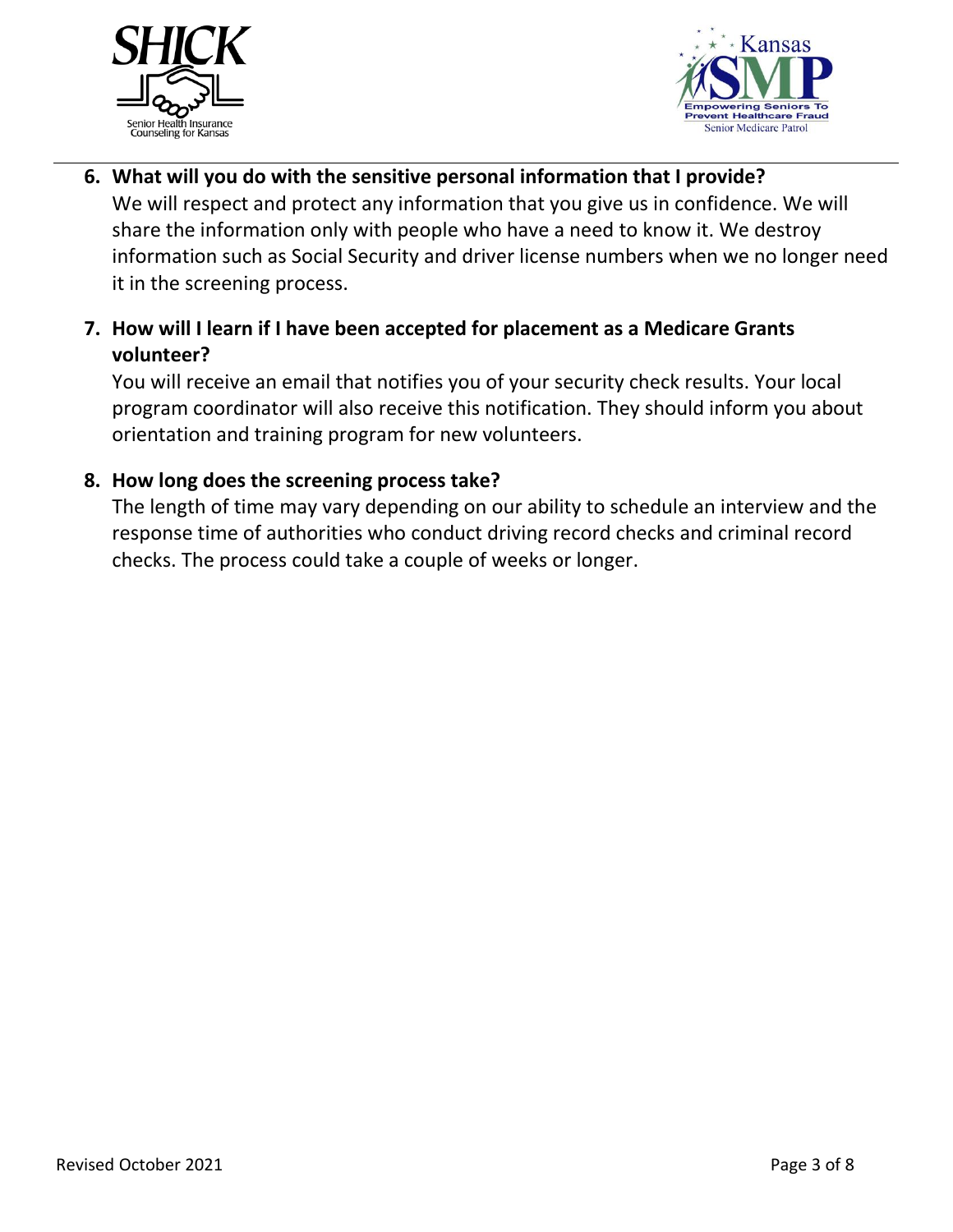6. **What will you do with the sensitive personal information that I provide?**
   We will respect and protect any information that you give us in confidence. We will share the information only with people who have a need to know it. We destroy information such as Social Security and driver license numbers when we no longer need it in the screening process.

7. **How will I learn if I have been accepted for placement as a Medicare Grants volunteer?**
   You will receive an email that notifies you of your security check results. Your local program coordinator will also receive this notification. They should inform you about orientation and training program for new volunteers.

8. **How long does the screening process take?**
   The length of time may vary depending on our ability to schedule an interview and the response time of authorities who conduct driving record checks and criminal record checks. The process could take a couple of weeks or longer.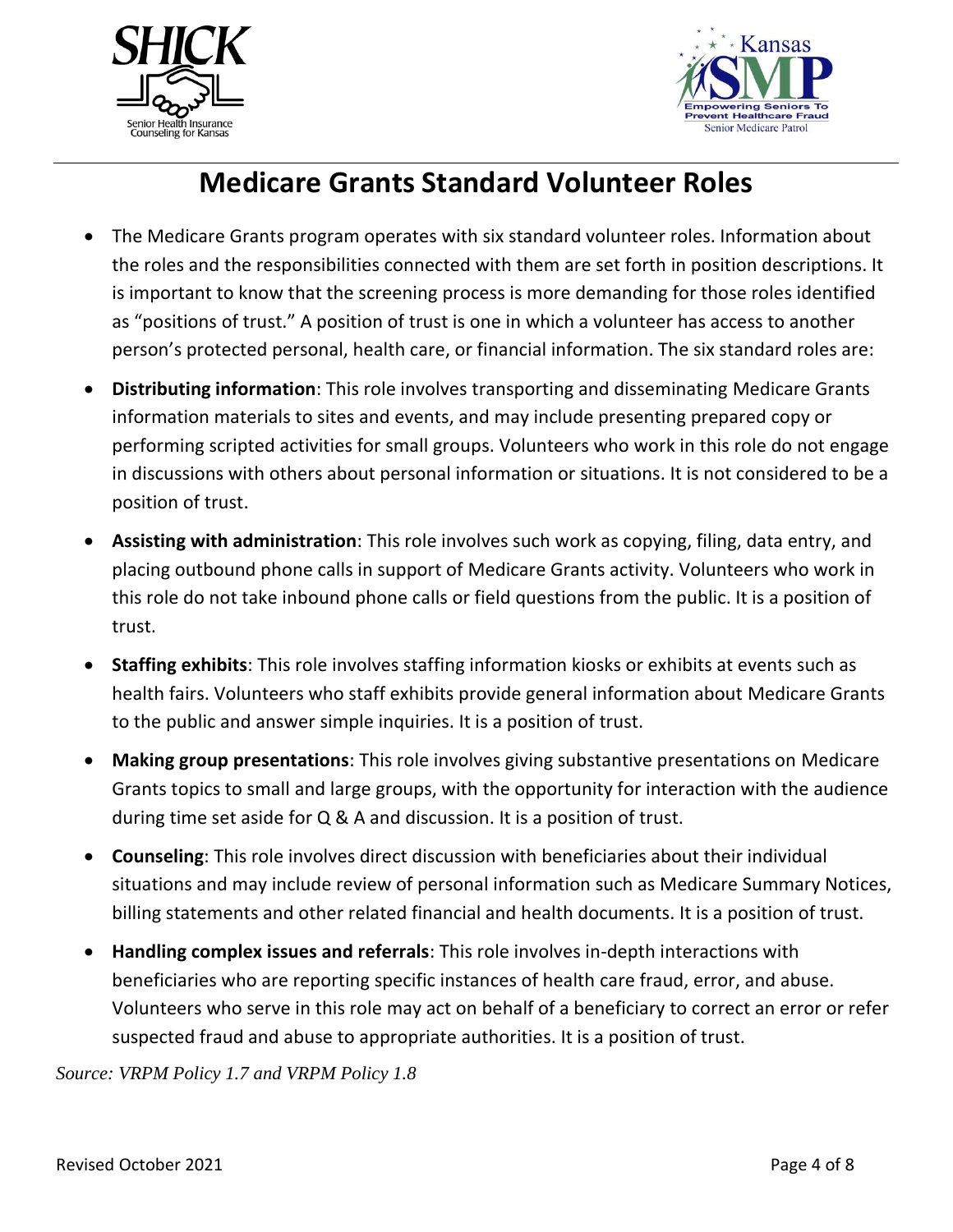# Medicare Grants Standard Volunteer Roles

- The Medicare Grants program operates with six standard volunteer roles. Information about the roles and the responsibilities connected with them are set forth in position descriptions. It is important to know that the screening process is more demanding for those roles identified as "positions of trust." A position of trust is one in which a volunteer has access to another person's protected personal, health care, or financial information. The six standard roles are:
- **Distributing information**: This role involves transporting and disseminating Medicare Grants information materials to sites and events, and may include presenting prepared copy or performing scripted activities for small groups. Volunteers who work in this role do not engage in discussions with others about personal information or situations. It is not considered to be a position of trust.
- **Assisting with administration**: This role involves such work as copying, filing, data entry, and placing outbound phone calls in support of Medicare Grants activity. Volunteers who work in this role do not take inbound phone calls or field questions from the public. It is a position of trust.
- **Staffing exhibits**: This role involves staffing information kiosks or exhibits at events such as health fairs. Volunteers who staff exhibits provide general information about Medicare Grants to the public and answer simple inquiries. It is a position of trust.
- **Making group presentations**: This role involves giving substantive presentations on Medicare Grants topics to small and large groups, with the opportunity for interaction with the audience during time set aside for Q & A and discussion. It is a position of trust.
- **Counseling**: This role involves direct discussion with beneficiaries about their individual situations and may include review of personal information such as Medicare Summary Notices, billing statements and other related financial and health documents. It is a position of trust.
- **Handling complex issues and referrals**: This role involves in-depth interactions with beneficiaries who are reporting specific instances of health care fraud, error, and abuse. Volunteers who serve in this role may act on behalf of a beneficiary to correct an error or refer suspected fraud and abuse to appropriate authorities. It is a position of trust.

*Source: VRPM Policy 1.7 and VRPM Policy 1.8*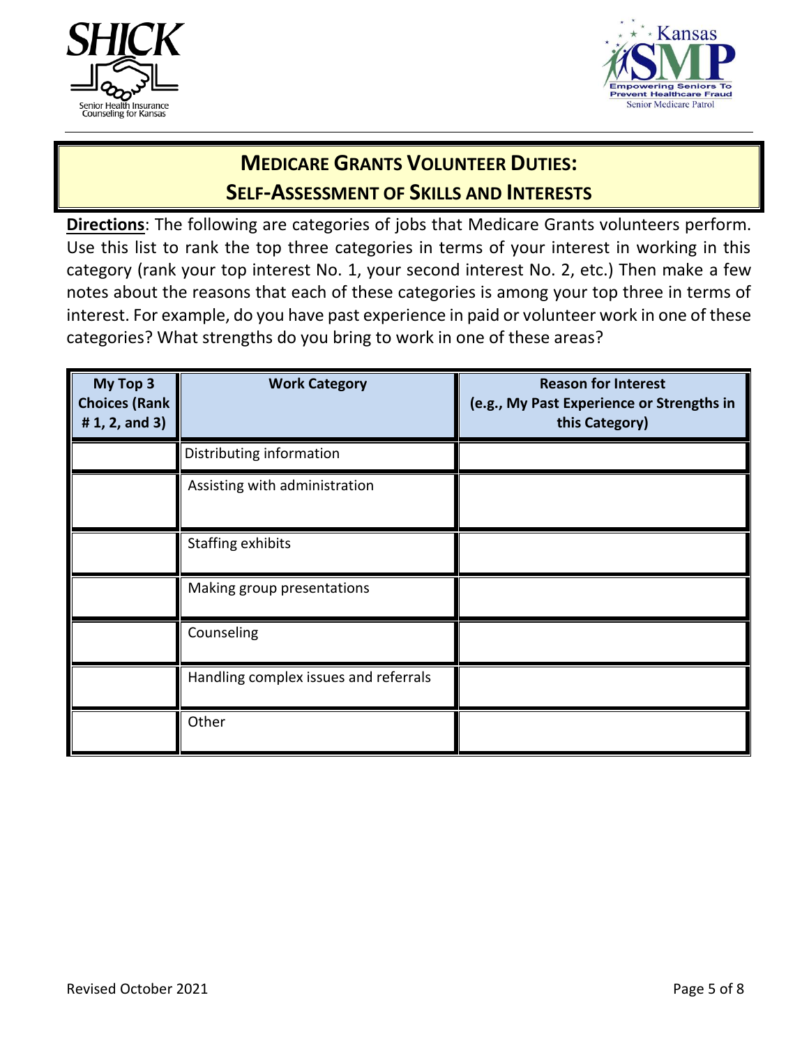# MEDICARE GRANTS VOLUNTEER DUTIES:
## SELF-ASSESSMENT OF SKILLS AND INTERESTS

**Directions**: The following are categories of jobs that Medicare Grants volunteers perform. Use this list to rank the top three categories in terms of your interest in working in this category (rank your top interest No. 1, your second interest No. 2, etc.) Then make a few notes about the reasons that each of these categories is among your top three in terms of interest. For example, do you have past experience in paid or volunteer work in one of these categories? What strengths do you bring to work in one of these areas?

| My Top 3 Choices (Rank # 1, 2, and 3) | Work Category | Reason for Interest (e.g., My Past Experience or Strengths in this Category) |
|---|---|---|
| | Distributing information | |
| | Assisting with administration | |
| | Staffing exhibits | |
| | Making group presentations | |
| | Counseling | |
| | Handling complex issues and referrals | |
| | Other | |

Revised October 2021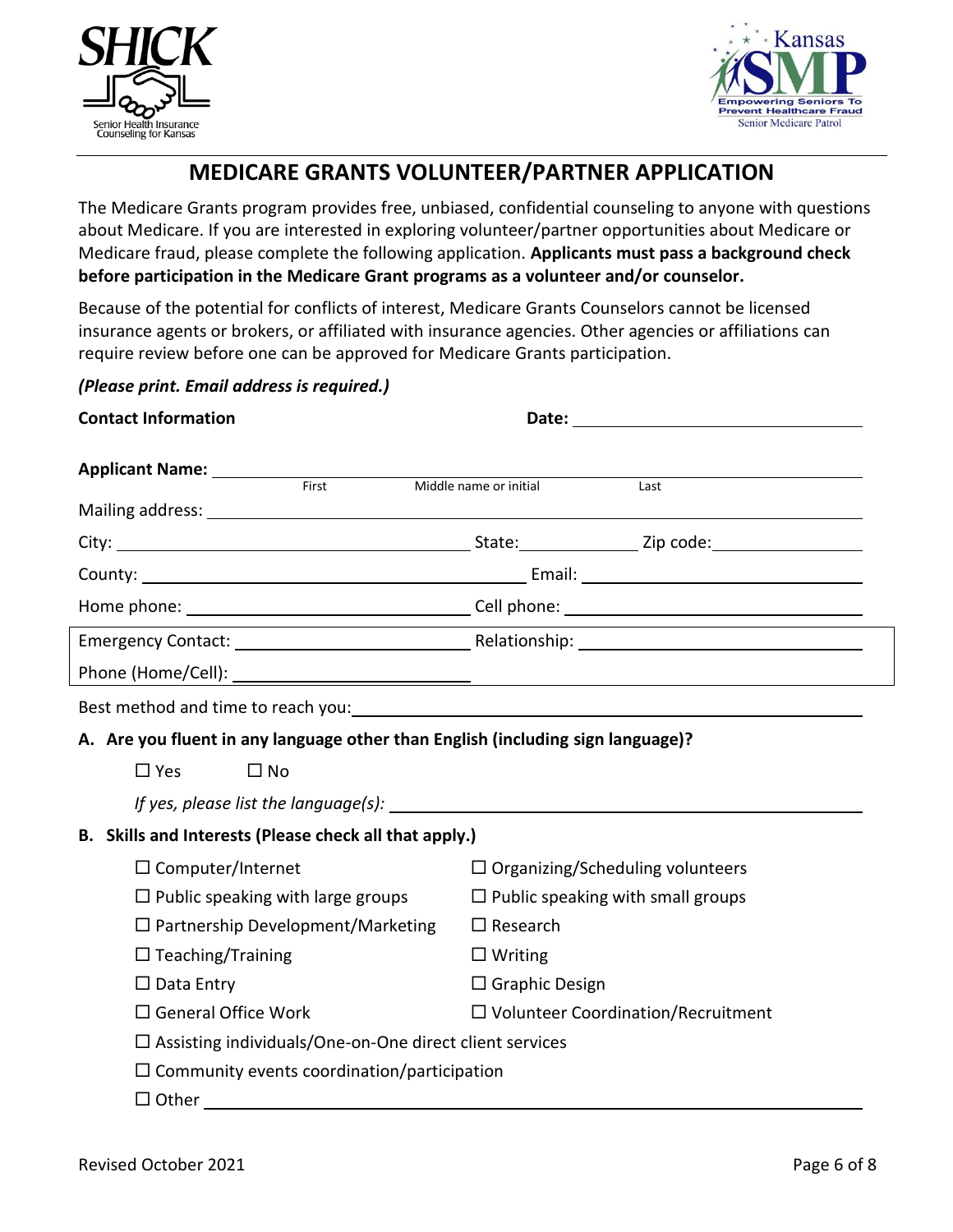# MEDICARE GRANTS VOLUNTEER/PARTNER APPLICATION

The Medicare Grants program provides free, unbiased, confidential counseling to anyone with questions about Medicare. If you are interested in exploring volunteer/partner opportunities about Medicare or Medicare fraud, please complete the following application. **Applicants must pass a background check before participation in the Medicare Grant programs as a volunteer and/or counselor.**

Because of the potential for conflicts of interest, Medicare Grants Counselors cannot be licensed insurance agents or brokers, or affiliated with insurance agencies. Other agencies or affiliations can require review before one can be approved for Medicare Grants participation.

***(Please print. Email address is required.)***

**Contact Information** **Date:** ____________________

**Applicant Name:** ____________________
First Middle name or initial Last

Mailing address: ____________________

City: ____________________ State: __________ Zip code: __________

County: ____________________ Email: ____________________

Home phone: ____________________ Cell phone: ____________________

Emergency Contact: ____________________ Relationship: ____________________

Phone (Home/Cell): ____________________

Best method and time to reach you: ____________________

**A. Are you fluent in any language other than English (including sign language)?**

☐ Yes ☐ No

*If yes, please list the language(s):* ____________________

**B. Skills and Interests (Please check all that apply.)**

- ☐ Computer/Internet
- ☐ Organizing/Scheduling volunteers
- ☐ Public speaking with large groups
- ☐ Public speaking with small groups
- ☐ Partnership Development/Marketing
- ☐ Research
- ☐ Teaching/Training
- ☐ Writing
- ☐ Data Entry
- ☐ Graphic Design
- ☐ General Office Work
- ☐ Volunteer Coordination/Recruitment
- ☐ Assisting individuals/One-on-One direct client services
- ☐ Community events coordination/participation
- ☐ Other ____________________

Revised October 2021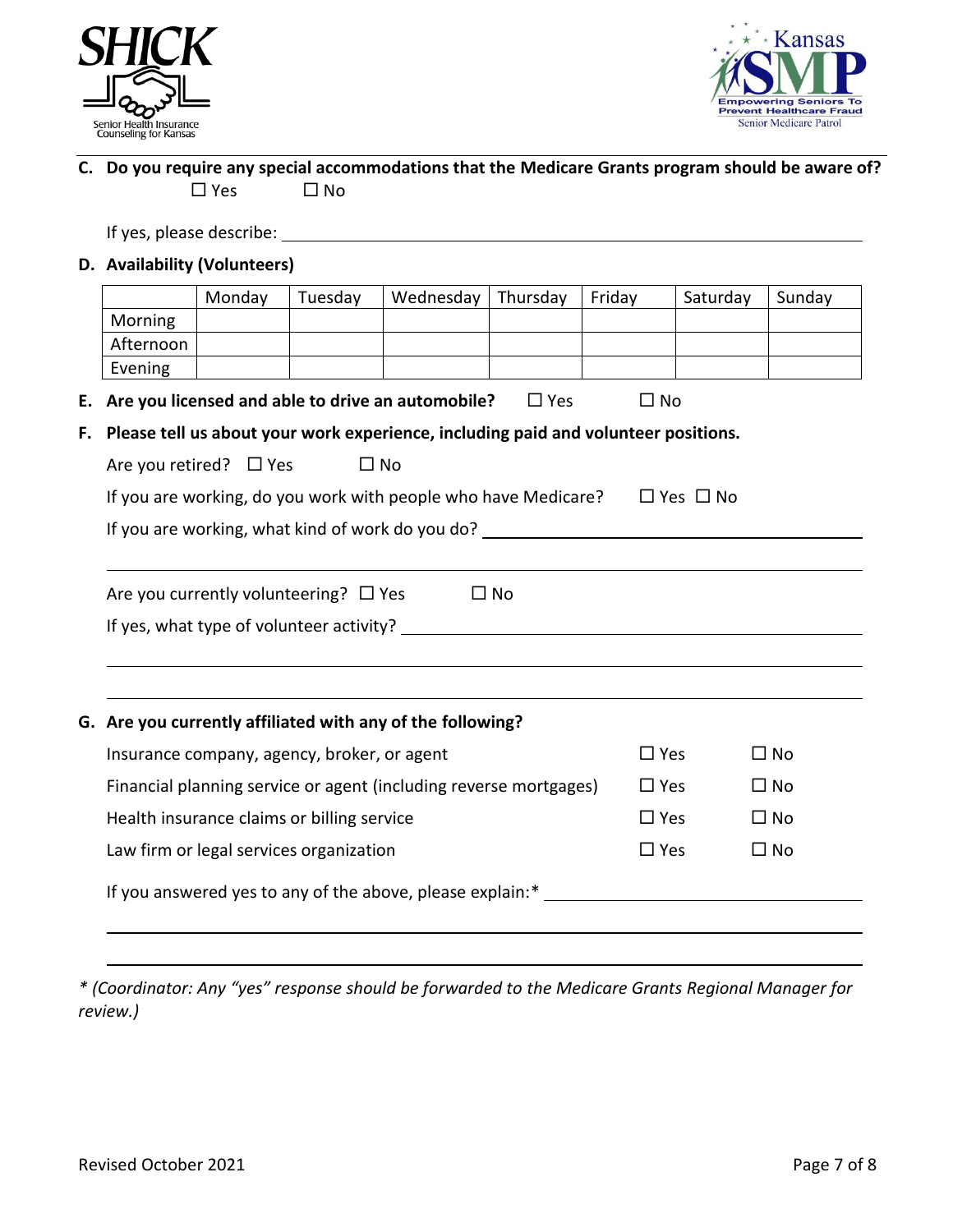**C. Do you require any special accommodations that the Medicare Grants program should be aware of?**

☐ Yes ☐ No

If yes, please describe: ______________________________________________

**D. Availability (Volunteers)**

| | Monday | Tuesday | Wednesday | Thursday | Friday | Saturday | Sunday |
|---|---|---|---|---|---|---|---|
| Morning | | | | | | | |
| Afternoon | | | | | | | |
| Evening | | | | | | | |

**E. Are you licensed and able to drive an automobile?** ☐ Yes ☐ No

**F. Please tell us about your work experience, including paid and volunteer positions.**

Are you retired? ☐ Yes ☐ No

If you are working, do you work with people who have Medicare? ☐ Yes ☐ No

If you are working, what kind of work do you do? ______________________________________________

______________________________________________

Are you currently volunteering? ☐ Yes ☐ No

If yes, what type of volunteer activity? ______________________________________________

______________________________________________

______________________________________________

**G. Are you currently affiliated with any of the following?**

| | | |
|---|---|---|
| Insurance company, agency, broker, or agent | ☐ Yes | ☐ No |
| Financial planning service or agent (including reverse mortgages) | ☐ Yes | ☐ No |
| Health insurance claims or billing service | ☐ Yes | ☐ No |
| Law firm or legal services organization | ☐ Yes | ☐ No |

If you answered yes to any of the above, please explain:* ______________________________________________

______________________________________________

______________________________________________

*\* (Coordinator: Any "yes" response should be forwarded to the Medicare Grants Regional Manager for review.)*

Revised October 2021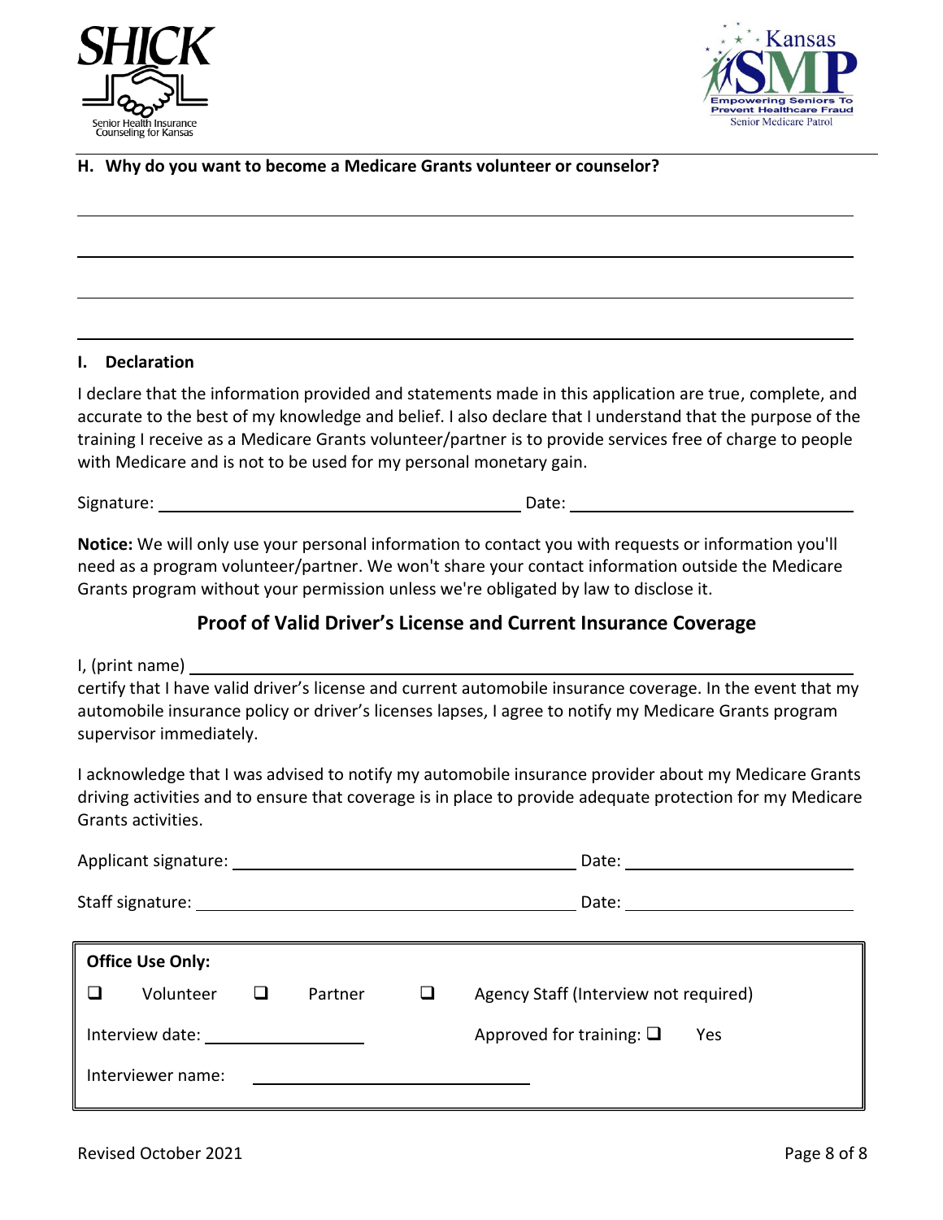**H. Why do you want to become a Medicare Grants volunteer or counselor?**

\_\_\_\_\_\_\_\_\_\_\_\_\_\_\_\_\_\_\_\_\_\_\_\_\_\_\_\_\_\_\_\_\_\_\_\_\_\_\_\_\_\_\_\_\_\_\_\_\_\_\_\_\_\_\_\_\_\_\_\_\_\_\_\_\_\_\_\_\_\_\_\_\_\_\_\_

\_\_\_\_\_\_\_\_\_\_\_\_\_\_\_\_\_\_\_\_\_\_\_\_\_\_\_\_\_\_\_\_\_\_\_\_\_\_\_\_\_\_\_\_\_\_\_\_\_\_\_\_\_\_\_\_\_\_\_\_\_\_\_\_\_\_\_\_\_\_\_\_\_\_\_\_

\_\_\_\_\_\_\_\_\_\_\_\_\_\_\_\_\_\_\_\_\_\_\_\_\_\_\_\_\_\_\_\_\_\_\_\_\_\_\_\_\_\_\_\_\_\_\_\_\_\_\_\_\_\_\_\_\_\_\_\_\_\_\_\_\_\_\_\_\_\_\_\_\_\_\_\_

\_\_\_\_\_\_\_\_\_\_\_\_\_\_\_\_\_\_\_\_\_\_\_\_\_\_\_\_\_\_\_\_\_\_\_\_\_\_\_\_\_\_\_\_\_\_\_\_\_\_\_\_\_\_\_\_\_\_\_\_\_\_\_\_\_\_\_\_\_\_\_\_\_\_\_\_

**I. Declaration**

I declare that the information provided and statements made in this application are true, complete, and accurate to the best of my knowledge and belief. I also declare that I understand that the purpose of the training I receive as a Medicare Grants volunteer/partner is to provide services free of charge to people with Medicare and is not to be used for my personal monetary gain.

Signature: \_\_\_\_\_\_\_\_\_\_\_\_\_\_\_\_\_\_\_\_\_\_\_\_\_\_\_\_\_\_\_\_\_\_\_\_ Date: \_\_\_\_\_\_\_\_\_\_\_\_\_\_\_\_\_\_\_\_\_\_\_\_\_\_\_\_\_\_

**Notice:** We will only use your personal information to contact you with requests or information you'll need as a program volunteer/partner. We won't share your contact information outside the Medicare Grants program without your permission unless we're obligated by law to disclose it.

## Proof of Valid Driver's License and Current Insurance Coverage

I, (print name) \_\_\_\_\_\_\_\_\_\_\_\_\_\_\_\_\_\_\_\_\_\_\_\_\_\_\_\_\_\_\_\_\_\_\_\_\_\_\_\_\_\_\_\_\_\_\_\_\_\_\_\_\_\_\_\_\_\_\_\_\_\_\_\_\_\_
certify that I have valid driver's license and current automobile insurance coverage. In the event that my automobile insurance policy or driver's licenses lapses, I agree to notify my Medicare Grants program supervisor immediately.

I acknowledge that I was advised to notify my automobile insurance provider about my Medicare Grants driving activities and to ensure that coverage is in place to provide adequate protection for my Medicare Grants activities.

Applicant signature: \_\_\_\_\_\_\_\_\_\_\_\_\_\_\_\_\_\_\_\_\_\_\_\_\_\_\_\_\_\_\_\_\_\_\_\_ Date: \_\_\_\_\_\_\_\_\_\_\_\_\_\_\_\_\_\_\_\_\_\_\_\_

Staff signature: \_\_\_\_\_\_\_\_\_\_\_\_\_\_\_\_\_\_\_\_\_\_\_\_\_\_\_\_\_\_\_\_\_\_\_\_\_\_\_\_ Date: \_\_\_\_\_\_\_\_\_\_\_\_\_\_\_\_\_\_\_\_\_\_\_\_

**Office Use Only:**

❑ Volunteer ❑ Partner ❑ Agency Staff (Interview not required)

Interview date: \_\_\_\_\_\_\_\_\_\_\_\_\_\_\_\_ Approved for training: ❑ Yes

Interviewer name: \_\_\_\_\_\_\_\_\_\_\_\_\_\_\_\_\_\_\_\_\_\_\_\_\_\_\_\_

Revised October 2021